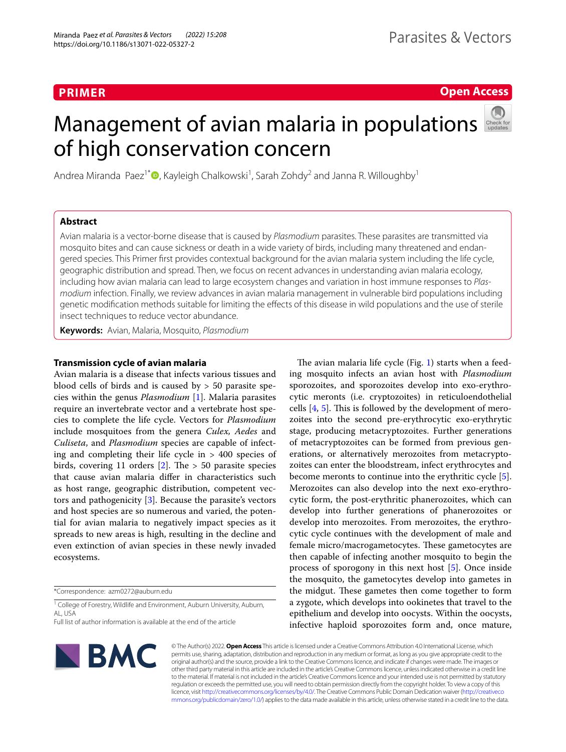**PRIMER**

**Open Access**

# Management of avian malaria in populations of high conservation concern

Andrea Miranda Paez[1*], Kayleigh Chalkowski[1], Sarah Zohdy[2] and Janna R. Willoughby[1]

## Abstract

Avian malaria is a vector-borne disease that is caused by *Plasmodium* parasites. These parasites are transmitted via mosquito bites and can cause sickness or death in a wide variety of birds, including many threatened and endangered species. This Primer first provides contextual background for the avian malaria system including the life cycle, geographic distribution and spread. Then, we focus on recent advances in understanding avian malaria ecology, including how avian malaria can lead to large ecosystem changes and variation in host immune responses to *Plasmodium* infection. Finally, we review advances in avian malaria management in vulnerable bird populations including genetic modification methods suitable for limiting the effects of this disease in wild populations and the use of sterile insect techniques to reduce vector abundance.

**Keywords:** Avian, Malaria, Mosquito, *Plasmodium*

### Transmission cycle of avian malaria

Avian malaria is a disease that infects various tissues and blood cells of birds and is caused by > 50 parasite species within the genus *Plasmodium* [1]. Malaria parasites require an invertebrate vector and a vertebrate host species to complete the life cycle. Vectors for *Plasmodium* include mosquitoes from the genera *Culex, Aedes* and *Culiseta*, and *Plasmodium* species are capable of infecting and completing their life cycle in > 400 species of birds, covering 11 orders [2]. The > 50 parasite species that cause avian malaria differ in characteristics such as host range, geographic distribution, competent vectors and pathogenicity [3]. Because the parasite's vectors and host species are so numerous and varied, the potential for avian malaria to negatively impact species as it spreads to new areas is high, resulting in the decline and even extinction of avian species in these newly invaded ecosystems.

The avian malaria life cycle (Fig. 1) starts when a feeding mosquito infects an avian host with *Plasmodium* sporozoites, and sporozoites develop into exo-erythrocytic meronts (i.e. cryptozoites) in reticuloendothelial cells [4, 5]. This is followed by the development of merozoites into the second pre-erythrocytic exo-erythrytic stage, producing metacryptozoites. Further generations of metacryptozoites can be formed from previous generations, or alternatively merozoites from metacryptozoites can enter the bloodstream, infect erythrocytes and become meronts to continue into the erythritic cycle [5]. Merozoites can also develop into the next exo-erythrocytic form, the post-erythritic phanerozoites, which can develop into further generations of phanerozoites or develop into merozoites. From merozoites, the erythrocytic cycle continues with the development of male and female micro/macrogametocytes. These gametocytes are then capable of infecting another mosquito to begin the process of sporogony in this next host [5]. Once inside the mosquito, the gametocytes develop into gametes in the midgut. These gametes then come together to form a zygote, which develops into ookinetes that travel to the epithelium and develop into oocysts. Within the oocysts, infective haploid sporozoites form and, once mature,

*Correspondence: azm0272@auburn.edu

[1] College of Forestry, Wildlife and Environment, Auburn University, Auburn, AL, USA

Full list of author information is available at the end of the article

© The Author(s) 2022. **Open Access** This article is licensed under a Creative Commons Attribution 4.0 International License, which permits use, sharing, adaptation, distribution and reproduction in any medium or format, as long as you give appropriate credit to the original author(s) and the source, provide a link to the Creative Commons licence, and indicate if changes were made. The images or other third party material in this article are included in the article's Creative Commons licence, unless indicated otherwise in a credit line to the material. If material is not included in the article's Creative Commons licence and your intended use is not permitted by statutory regulation or exceeds the permitted use, you will need to obtain permission directly from the copyright holder. To view a copy of this licence, visit http://creativecommons.org/licenses/by/4.0/. The Creative Commons Public Domain Dedication waiver (http://creativecommons.org/publicdomain/zero/1.0/) applies to the data made available in this article, unless otherwise stated in a credit line to the data.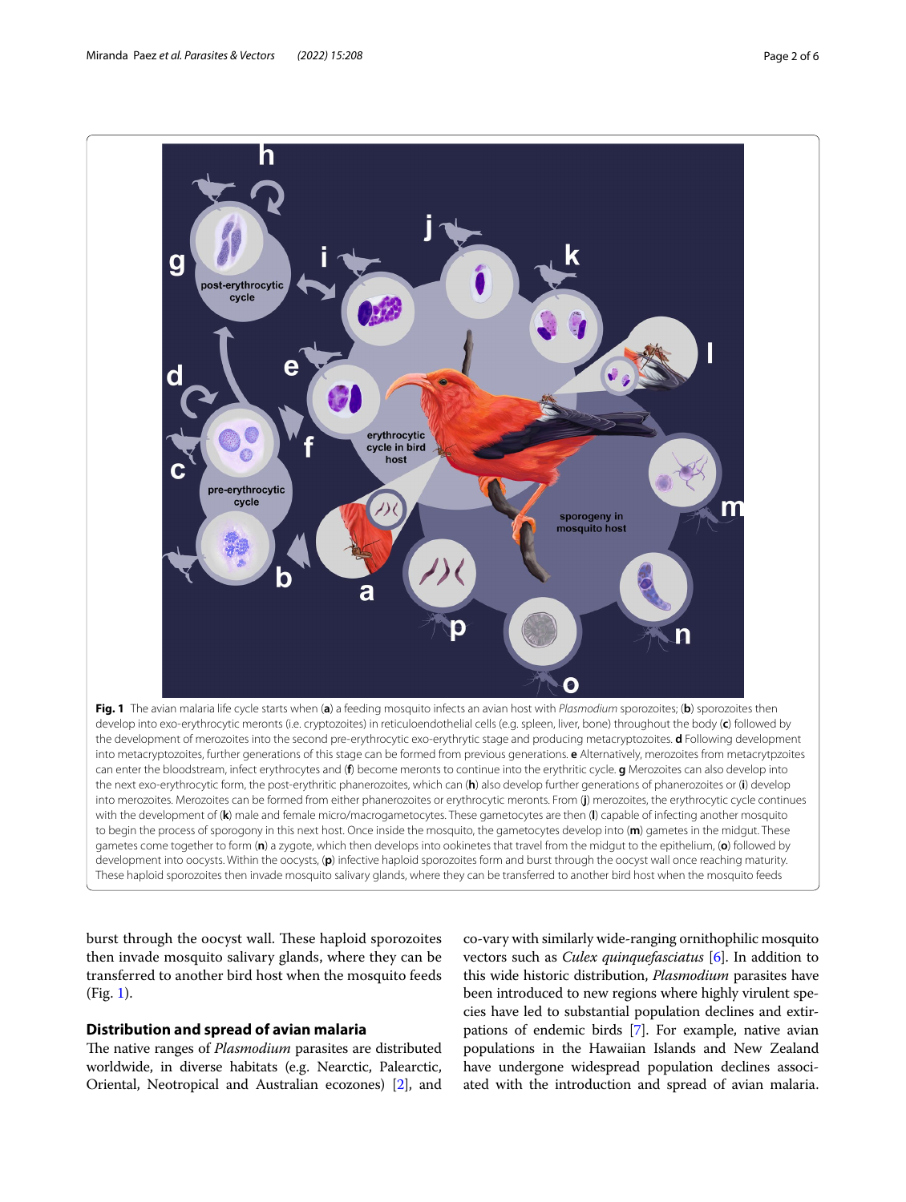**Fig. 1** The avian malaria life cycle starts when (**a**) a feeding mosquito infects an avian host with *Plasmodium* sporozoites; (**b**) sporozoites then develop into exo-erythrocytic meronts (i.e. cryptozoites) in reticuloendothelial cells (e.g. spleen, liver, bone) throughout the body (**c**) followed by the development of merozoites into the second pre-erythrocytic exo-erythrytic stage and producing metacryptozoites. **d** Following development into metacryptozoites, further generations of this stage can be formed from previous generations. **e** Alternatively, merozoites from metacrypt­zoites can enter the bloodstream, infect erythrocytes and (**f**) become meronts to continue into the erythritic cycle. **g** Merozoites can also develop into the next exo-erythrocytic form, the post-erythritic phanerozoites, which can (**h**) also develop further generations of phanerozoites or (**i**) develop into merozoites. Merozoites can be formed from either phanerozoites or erythrocytic meronts. From (**j**) merozoites, the erythrocytic cycle continues with the development of (**k**) male and female micro/macrogametocytes. These gametocytes are then (**l**) capable of infecting another mosquito to begin the process of sporogony in this next host. Once inside the mosquito, the gametocytes develop into (**m**) gametes in the midgut. These gametes come together to form (**n**) a zygote, which then develops into ookinetes that travel from the midgut to the epithelium, (**o**) followed by development into oocysts. Within the oocysts, (**p**) infective haploid sporozoites form and burst through the oocyst wall once reaching maturity. These haploid sporozoites then invade mosquito salivary glands, where they can be transferred to another bird host when the mosquito feeds

burst through the oocyst wall. These haploid sporozoites then invade mosquito salivary glands, where they can be transferred to another bird host when the mosquito feeds (Fig. 1).

## Distribution and spread of avian malaria

The native ranges of *Plasmodium* parasites are distributed worldwide, in diverse habitats (e.g. Nearctic, Palearctic, Oriental, Neotropical and Australian ecozones) [2], and co-vary with similarly wide-ranging ornithophilic mosquito vectors such as *Culex quinquefasciatus* [6]. In addition to this wide historic distribution, *Plasmodium* parasites have been introduced to new regions where highly virulent species have led to substantial population declines and extirpations of endemic birds [7]. For example, native avian populations in the Hawaiian Islands and New Zealand have undergone widespread population declines associated with the introduction and spread of avian malaria.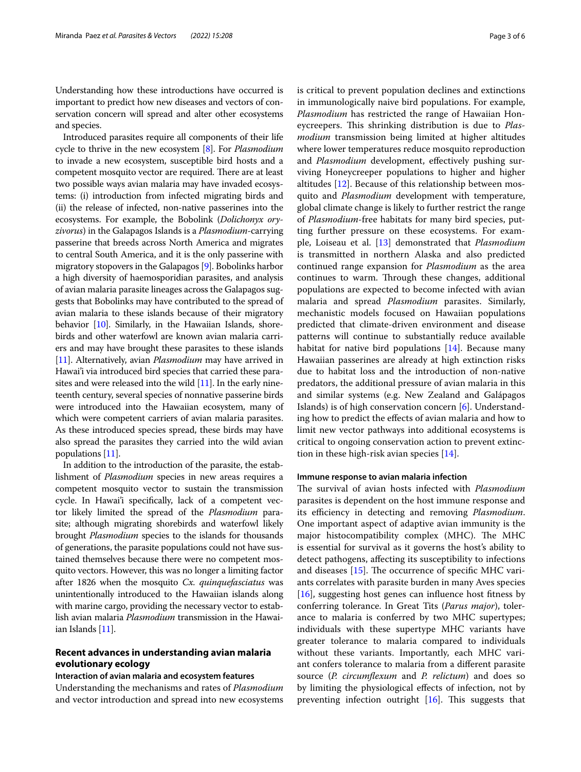Understanding how these introductions have occurred is important to predict how new diseases and vectors of conservation concern will spread and alter other ecosystems and species.

Introduced parasites require all components of their life cycle to thrive in the new ecosystem [8]. For *Plasmodium* to invade a new ecosystem, susceptible bird hosts and a competent mosquito vector are required. There are at least two possible ways avian malaria may have invaded ecosystems: (i) introduction from infected migrating birds and (ii) the release of infected, non-native passerines into the ecosystems. For example, the Bobolink (*Dolichonyx oryzivorus*) in the Galapagos Islands is a *Plasmodium*-carrying passerine that breeds across North America and migrates to central South America, and it is the only passerine with migratory stopovers in the Galapagos [9]. Bobolinks harbor a high diversity of haemosporidian parasites, and analysis of avian malaria parasite lineages across the Galapagos suggests that Bobolinks may have contributed to the spread of avian malaria to these islands because of their migratory behavior [10]. Similarly, in the Hawaiian Islands, shorebirds and other waterfowl are known avian malaria carriers and may have brought these parasites to these islands [11]. Alternatively, avian *Plasmodium* may have arrived in Hawai'i via introduced bird species that carried these parasites and were released into the wild [11]. In the early nineteenth century, several species of nonnative passerine birds were introduced into the Hawaiian ecosystem, many of which were competent carriers of avian malaria parasites. As these introduced species spread, these birds may have also spread the parasites they carried into the wild avian populations [11].

In addition to the introduction of the parasite, the establishment of *Plasmodium* species in new areas requires a competent mosquito vector to sustain the transmission cycle. In Hawai'i specifically, lack of a competent vector likely limited the spread of the *Plasmodium* parasite; although migrating shorebirds and waterfowl likely brought *Plasmodium* species to the islands for thousands of generations, the parasite populations could not have sustained themselves because there were no competent mosquito vectors. However, this was no longer a limiting factor after 1826 when the mosquito *Cx. quinquefasciatus* was unintentionally introduced to the Hawaiian islands along with marine cargo, providing the necessary vector to establish avian malaria *Plasmodium* transmission in the Hawaiian Islands [11].

## Recent advances in understanding avian malaria evolutionary ecology

### Interaction of avian malaria and ecosystem features

Understanding the mechanisms and rates of *Plasmodium* and vector introduction and spread into new ecosystems is critical to prevent population declines and extinctions in immunologically naive bird populations. For example, *Plasmodium* has restricted the range of Hawaiian Honeycreepers. This shrinking distribution is due to *Plasmodium* transmission being limited at higher altitudes where lower temperatures reduce mosquito reproduction and *Plasmodium* development, effectively pushing surviving Honeycreeper populations to higher and higher altitudes [12]. Because of this relationship between mosquito and *Plasmodium* development with temperature, global climate change is likely to further restrict the range of *Plasmodium*-free habitats for many bird species, putting further pressure on these ecosystems. For example, Loiseau et al. [13] demonstrated that *Plasmodium* is transmitted in northern Alaska and also predicted continued range expansion for *Plasmodium* as the area continues to warm. Through these changes, additional populations are expected to become infected with avian malaria and spread *Plasmodium* parasites. Similarly, mechanistic models focused on Hawaiian populations predicted that climate-driven environment and disease patterns will continue to substantially reduce available habitat for native bird populations [14]. Because many Hawaiian passerines are already at high extinction risks due to habitat loss and the introduction of non-native predators, the additional pressure of avian malaria in this and similar systems (e.g. New Zealand and Galápagos Islands) is of high conservation concern [6]. Understanding how to predict the effects of avian malaria and how to limit new vector pathways into additional ecosystems is critical to ongoing conservation action to prevent extinction in these high-risk avian species [14].

### Immune response to avian malaria infection

The survival of avian hosts infected with *Plasmodium* parasites is dependent on the host immune response and its efficiency in detecting and removing *Plasmodium*. One important aspect of adaptive avian immunity is the major histocompatibility complex (MHC). The MHC is essential for survival as it governs the host's ability to detect pathogens, affecting its susceptibility to infections and diseases [15]. The occurrence of specific MHC variants correlates with parasite burden in many Aves species [16], suggesting host genes can influence host fitness by conferring tolerance. In Great Tits (*Parus major*), tolerance to malaria is conferred by two MHC supertypes; individuals with these supertype MHC variants have greater tolerance to malaria compared to individuals without these variants. Importantly, each MHC variant confers tolerance to malaria from a different parasite source (*P. circumflexum* and *P. relictum*) and does so by limiting the physiological effects of infection, not by preventing infection outright [16]. This suggests that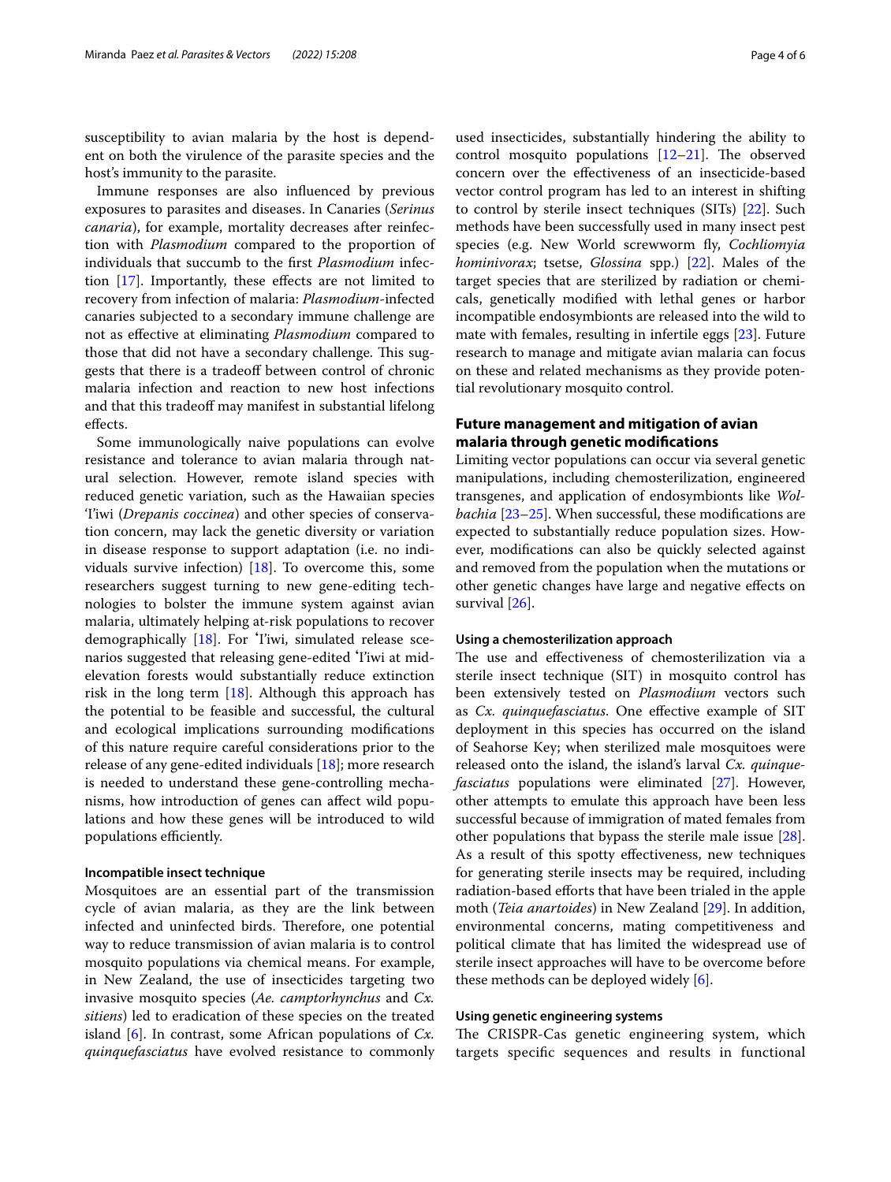susceptibility to avian malaria by the host is dependent on both the virulence of the parasite species and the host's immunity to the parasite.

Immune responses are also influenced by previous exposures to parasites and diseases. In Canaries (*Serinus canaria*), for example, mortality decreases after reinfection with *Plasmodium* compared to the proportion of individuals that succumb to the first *Plasmodium* infection [17]. Importantly, these effects are not limited to recovery from infection of malaria: *Plasmodium*-infected canaries subjected to a secondary immune challenge are not as effective at eliminating *Plasmodium* compared to those that did not have a secondary challenge. This suggests that there is a tradeoff between control of chronic malaria infection and reaction to new host infections and that this tradeoff may manifest in substantial lifelong effects.

Some immunologically naive populations can evolve resistance and tolerance to avian malaria through natural selection. However, remote island species with reduced genetic variation, such as the Hawaiian species 'I'iwi (*Drepanis coccinea*) and other species of conservation concern, may lack the genetic diversity or variation in disease response to support adaptation (i.e. no individuals survive infection) [18]. To overcome this, some researchers suggest turning to new gene-editing technologies to bolster the immune system against avian malaria, ultimately helping at-risk populations to recover demographically [18]. For 'I'iwi, simulated release scenarios suggested that releasing gene-edited 'I'iwi at mid-elevation forests would substantially reduce extinction risk in the long term [18]. Although this approach has the potential to be feasible and successful, the cultural and ecological implications surrounding modifications of this nature require careful considerations prior to the release of any gene-edited individuals [18]; more research is needed to understand these gene-controlling mechanisms, how introduction of genes can affect wild populations and how these genes will be introduced to wild populations efficiently.

### Incompatible insect technique

Mosquitoes are an essential part of the transmission cycle of avian malaria, as they are the link between infected and uninfected birds. Therefore, one potential way to reduce transmission of avian malaria is to control mosquito populations via chemical means. For example, in New Zealand, the use of insecticides targeting two invasive mosquito species (*Ae. camptorhynchus* and *Cx. sitiens*) led to eradication of these species on the treated island [6]. In contrast, some African populations of *Cx. quinquefasciatus* have evolved resistance to commonly used insecticides, substantially hindering the ability to control mosquito populations [12–21]. The observed concern over the effectiveness of an insecticide-based vector control program has led to an interest in shifting to control by sterile insect techniques (SITs) [22]. Such methods have been successfully used in many insect pest species (e.g. New World screwworm fly, *Cochliomyia hominivorax*; tsetse, *Glossina* spp.) [22]. Males of the target species that are sterilized by radiation or chemicals, genetically modified with lethal genes or harbor incompatible endosymbionts are released into the wild to mate with females, resulting in infertile eggs [23]. Future research to manage and mitigate avian malaria can focus on these and related mechanisms as they provide potential revolutionary mosquito control.

## Future management and mitigation of avian malaria through genetic modifications

Limiting vector populations can occur via several genetic manipulations, including chemosterilization, engineered transgenes, and application of endosymbionts like *Wolbachia* [23–25]. When successful, these modifications are expected to substantially reduce population sizes. However, modifications can also be quickly selected against and removed from the population when the mutations or other genetic changes have large and negative effects on survival [26].

### Using a chemosterilization approach

The use and effectiveness of chemosterilization via a sterile insect technique (SIT) in mosquito control has been extensively tested on *Plasmodium* vectors such as *Cx. quinquefasciatus*. One effective example of SIT deployment in this species has occurred on the island of Seahorse Key; when sterilized male mosquitoes were released onto the island, the island's larval *Cx. quinquefasciatus* populations were eliminated [27]. However, other attempts to emulate this approach have been less successful because of immigration of mated females from other populations that bypass the sterile male issue [28]. As a result of this spotty effectiveness, new techniques for generating sterile insects may be required, including radiation-based efforts that have been trialed in the apple moth (*Teia anartoides*) in New Zealand [29]. In addition, environmental concerns, mating competitiveness and political climate that has limited the widespread use of sterile insect approaches will have to be overcome before these methods can be deployed widely [6].

### Using genetic engineering systems

The CRISPR-Cas genetic engineering system, which targets specific sequences and results in functional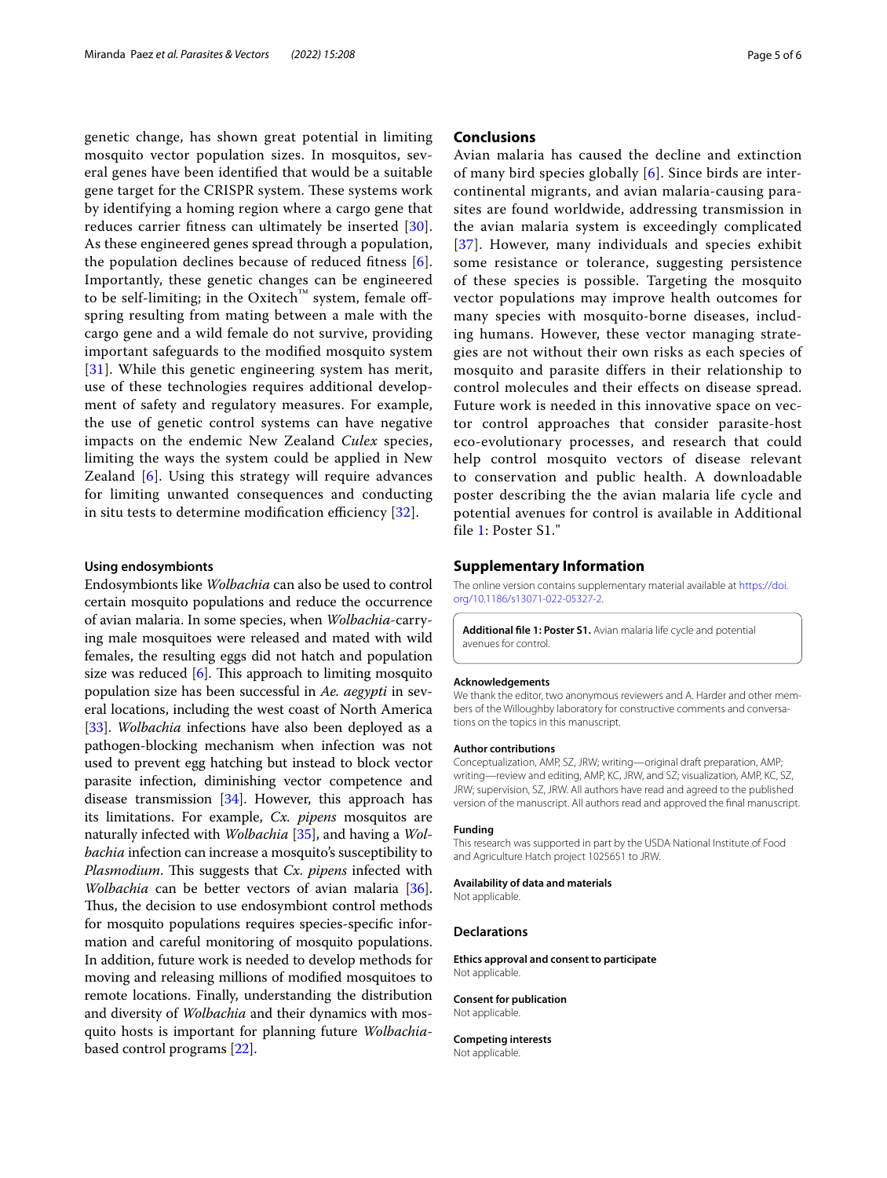genetic change, has shown great potential in limiting mosquito vector population sizes. In mosquitos, several genes have been identified that would be a suitable gene target for the CRISPR system. These systems work by identifying a homing region where a cargo gene that reduces carrier fitness can ultimately be inserted [30]. As these engineered genes spread through a population, the population declines because of reduced fitness [6]. Importantly, these genetic changes can be engineered to be self-limiting; in the Oxitech™ system, female offspring resulting from mating between a male with the cargo gene and a wild female do not survive, providing important safeguards to the modified mosquito system [31]. While this genetic engineering system has merit, use of these technologies requires additional development of safety and regulatory measures. For example, the use of genetic control systems can have negative impacts on the endemic New Zealand *Culex* species, limiting the ways the system could be applied in New Zealand [6]. Using this strategy will require advances for limiting unwanted consequences and conducting in situ tests to determine modification efficiency [32].

#### Using endosymbionts

Endosymbionts like *Wolbachia* can also be used to control certain mosquito populations and reduce the occurrence of avian malaria. In some species, when *Wolbachia*-carrying male mosquitoes were released and mated with wild females, the resulting eggs did not hatch and population size was reduced [6]. This approach to limiting mosquito population size has been successful in *Ae. aegypti* in several locations, including the west coast of North America [33]. *Wolbachia* infections have also been deployed as a pathogen-blocking mechanism when infection was not used to prevent egg hatching but instead to block vector parasite infection, diminishing vector competence and disease transmission [34]. However, this approach has its limitations. For example, *Cx. pipens* mosquitos are naturally infected with *Wolbachia* [35], and having a *Wolbachia* infection can increase a mosquito's susceptibility to *Plasmodium*. This suggests that *Cx. pipens* infected with *Wolbachia* can be better vectors of avian malaria [36]. Thus, the decision to use endosymbiont control methods for mosquito populations requires species-specific information and careful monitoring of mosquito populations. In addition, future work is needed to develop methods for moving and releasing millions of modified mosquitoes to remote locations. Finally, understanding the distribution and diversity of *Wolbachia* and their dynamics with mosquito hosts is important for planning future *Wolbachia*-based control programs [22].

## Conclusions

Avian malaria has caused the decline and extinction of many bird species globally [6]. Since birds are intercontinental migrants, and avian malaria-causing parasites are found worldwide, addressing transmission in the avian malaria system is exceedingly complicated [37]. However, many individuals and species exhibit some resistance or tolerance, suggesting persistence of these species is possible. Targeting the mosquito vector populations may improve health outcomes for many species with mosquito-borne diseases, including humans. However, these vector managing strategies are not without their own risks as each species of mosquito and parasite differs in their relationship to control molecules and their effects on disease spread. Future work is needed in this innovative space on vector control approaches that consider parasite-host eco-evolutionary processes, and research that could help control mosquito vectors of disease relevant to conservation and public health. A downloadable poster describing the the avian malaria life cycle and potential avenues for control is available in Additional file 1: Poster S1."

## Supplementary Information

The online version contains supplementary material available at https://doi.org/10.1186/s13071-022-05327-2.

**Additional file 1: Poster S1.** Avian malaria life cycle and potential avenues for control.

#### Acknowledgements

We thank the editor, two anonymous reviewers and A. Harder and other members of the Willoughby laboratory for constructive comments and conversations on the topics in this manuscript.

#### Author contributions

Conceptualization, AMP, SZ, JRW; writing—original draft preparation, AMP; writing—review and editing, AMP, KC, JRW, and SZ; visualization, AMP, KC, SZ, JRW; supervision, SZ, JRW. All authors have read and agreed to the published version of the manuscript. All authors read and approved the final manuscript.

#### Funding

This research was supported in part by the USDA National Institute of Food and Agriculture Hatch project 1025651 to JRW.

#### Availability of data and materials

Not applicable.

## Declarations

#### Ethics approval and consent to participate

Not applicable.

#### Consent for publication

Not applicable.

#### Competing interests

Not applicable.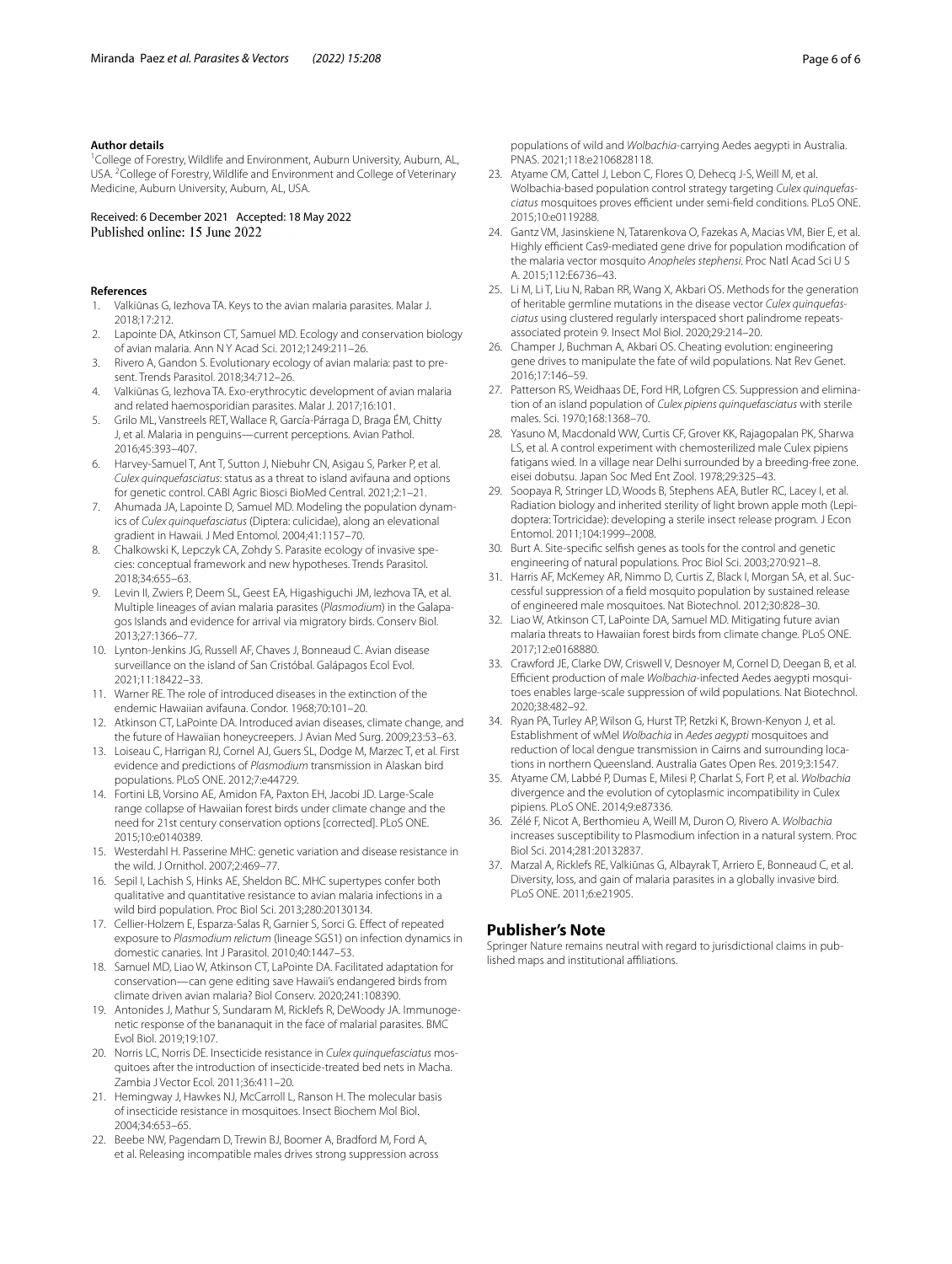#### Author details

[1]College of Forestry, Wildlife and Environment, Auburn University, Auburn, AL, USA. [2]College of Forestry, Wildlife and Environment and College of Veterinary Medicine, Auburn University, Auburn, AL, USA.

Received: 6 December 2021 Accepted: 18 May 2022
Published online: 15 June 2022

#### References

1. Valkiūnas G, Iezhova TA. Keys to the avian malaria parasites. Malar J. 2018;17:212.
2. Lapointe DA, Atkinson CT, Samuel MD. Ecology and conservation biology of avian malaria. Ann N Y Acad Sci. 2012;1249:211–26.
3. Rivero A, Gandon S. Evolutionary ecology of avian malaria: past to present. Trends Parasitol. 2018;34:712–26.
4. Valkiūnas G, Iezhova TA. Exo-erythrocytic development of avian malaria and related haemosporidian parasites. Malar J. 2017;16:101.
5. Grilo ML, Vanstreels RET, Wallace R, García-Párraga D, Braga ÉM, Chitty J, et al. Malaria in penguins—current perceptions. Avian Pathol. 2016;45:393–407.
6. Harvey-Samuel T, Ant T, Sutton J, Niebuhr CN, Asigau S, Parker P, et al. *Culex quinquefasciatus*: status as a threat to island avifauna and options for genetic control. CABI Agric Biosci BioMed Central. 2021;2:1–21.
7. Ahumada JA, Lapointe D, Samuel MD. Modeling the population dynamics of *Culex quinquefasciatus* (Diptera: culicidae), along an elevational gradient in Hawaii. J Med Entomol. 2004;41:1157–70.
8. Chalkowski K, Lepczyk CA, Zohdy S. Parasite ecology of invasive species: conceptual framework and new hypotheses. Trends Parasitol. 2018;34:655–63.
9. Levin II, Zwiers P, Deem SL, Geest EA, Higashiguchi JM, Iezhova TA, et al. Multiple lineages of avian malaria parasites (*Plasmodium*) in the Galapagos Islands and evidence for arrival via migratory birds. Conserv Biol. 2013;27:1366–77.
10. Lynton-Jenkins JG, Russell AF, Chaves J, Bonneaud C. Avian disease surveillance on the island of San Cristóbal. Galápagos Ecol Evol. 2021;11:18422–33.
11. Warner RE. The role of introduced diseases in the extinction of the endemic Hawaiian avifauna. Condor. 1968;70:101–20.
12. Atkinson CT, LaPointe DA. Introduced avian diseases, climate change, and the future of Hawaiian honeycreepers. J Avian Med Surg. 2009;23:53–63.
13. Loiseau C, Harrigan RJ, Cornel AJ, Guers SL, Dodge M, Marzec T, et al. First evidence and predictions of *Plasmodium* transmission in Alaskan bird populations. PLoS ONE. 2012;7:e44729.
14. Fortini LB, Vorsino AE, Amidon FA, Paxton EH, Jacobi JD. Large-Scale range collapse of Hawaiian forest birds under climate change and the need for 21st century conservation options [corrected]. PLoS ONE. 2015;10:e0140389.
15. Westerdahl H. Passerine MHC: genetic variation and disease resistance in the wild. J Ornithol. 2007;2:469–77.
16. Sepil I, Lachish S, Hinks AE, Sheldon BC. MHC supertypes confer both qualitative and quantitative resistance to avian malaria infections in a wild bird population. Proc Biol Sci. 2013;280:20130134.
17. Cellier-Holzem E, Esparza-Salas R, Garnier S, Sorci G. Effect of repeated exposure to *Plasmodium relictum* (lineage SGS1) on infection dynamics in domestic canaries. Int J Parasitol. 2010;40:1447–53.
18. Samuel MD, Liao W, Atkinson CT, LaPointe DA. Facilitated adaptation for conservation—can gene editing save Hawaii's endangered birds from climate driven avian malaria? Biol Conserv. 2020;241:108390.
19. Antonides J, Mathur S, Sundaram M, Ricklefs R, DeWoody JA. Immunogenetic response of the bananaquit in the face of malarial parasites. BMC Evol Biol. 2019;19:107.
20. Norris LC, Norris DE. Insecticide resistance in *Culex quinquefasciatus* mosquitoes after the introduction of insecticide-treated bed nets in Macha. Zambia J Vector Ecol. 2011;36:411–20.
21. Hemingway J, Hawkes NJ, McCarroll L, Ranson H. The molecular basis of insecticide resistance in mosquitoes. Insect Biochem Mol Biol. 2004;34:653–65.
22. Beebe NW, Pagendam D, Trewin BJ, Boomer A, Bradford M, Ford A, et al. Releasing incompatible males drives strong suppression across populations of wild and *Wolbachia*-carrying Aedes aegypti in Australia. PNAS. 2021;118:e2106828118.
23. Atyame CM, Cattel J, Lebon C, Flores O, Dehecq J-S, Weill M, et al. Wolbachia-based population control strategy targeting *Culex quinquefasciatus* mosquitoes proves efficient under semi-field conditions. PLoS ONE. 2015;10:e0119288.
24. Gantz VM, Jasinskiene N, Tatarenkova O, Fazekas A, Macias VM, Bier E, et al. Highly efficient Cas9-mediated gene drive for population modification of the malaria vector mosquito *Anopheles stephensi*. Proc Natl Acad Sci U S A. 2015;112:E6736–43.
25. Li M, Li T, Liu N, Raban RR, Wang X, Akbari OS. Methods for the generation of heritable germline mutations in the disease vector *Culex quinquefasciatus* using clustered regularly interspaced short palindrome repeats-associated protein 9. Insect Mol Biol. 2020;29:214–20.
26. Champer J, Buchman A, Akbari OS. Cheating evolution: engineering gene drives to manipulate the fate of wild populations. Nat Rev Genet. 2016;17:146–59.
27. Patterson RS, Weidhaas DE, Ford HR, Lofgren CS. Suppression and elimination of an island population of *Culex pipiens quinquefasciatus* with sterile males. Sci. 1970;168:1368–70.
28. Yasuno M, Macdonald WW, Curtis CF, Grover KK, Rajagopalan PK, Sharwa LS, et al. A control experiment with chemosterilized male Culex pipiens fatigans wied. In a village near Delhi surrounded by a breeding-free zone. eisei dobutsu. Japan Soc Med Ent Zool. 1978;29:325–43.
29. Soopaya R, Stringer LD, Woods B, Stephens AEA, Butler RC, Lacey I, et al. Radiation biology and inherited sterility of light brown apple moth (Lepidoptera: Tortricidae): developing a sterile insect release program. J Econ Entomol. 2011;104:1999–2008.
30. Burt A. Site-specific selfish genes as tools for the control and genetic engineering of natural populations. Proc Biol Sci. 2003;270:921–8.
31. Harris AF, McKemey AR, Nimmo D, Curtis Z, Black I, Morgan SA, et al. Successful suppression of a field mosquito population by sustained release of engineered male mosquitoes. Nat Biotechnol. 2012;30:828–30.
32. Liao W, Atkinson CT, LaPointe DA, Samuel MD. Mitigating future avian malaria threats to Hawaiian forest birds from climate change. PLoS ONE. 2017;12:e0168880.
33. Crawford JE, Clarke DW, Criswell V, Desnoyer M, Cornel D, Deegan B, et al. Efficient production of male *Wolbachia*-infected Aedes aegypti mosquitoes enables large-scale suppression of wild populations. Nat Biotechnol. 2020;38:482–92.
34. Ryan PA, Turley AP, Wilson G, Hurst TP, Retzki K, Brown-Kenyon J, et al. Establishment of wMel *Wolbachia* in *Aedes aegypti* mosquitoes and reduction of local dengue transmission in Cairns and surrounding locations in northern Queensland. Australia Gates Open Res. 2019;3:1547.
35. Atyame CM, Labbé P, Dumas E, Milesi P, Charlat S, Fort P, et al. *Wolbachia* divergence and the evolution of cytoplasmic incompatibility in Culex pipiens. PLoS ONE. 2014;9:e87336.
36. Zélé F, Nicot A, Berthomieu A, Weill M, Duron O, Rivero A. *Wolbachia* increases susceptibility to Plasmodium infection in a natural system. Proc Biol Sci. 2014;281:20132837.
37. Marzal A, Ricklefs RE, Valkiūnas G, Albayrak T, Arriero E, Bonneaud C, et al. Diversity, loss, and gain of malaria parasites in a globally invasive bird. PLoS ONE. 2011;6:e21905.

## Publisher's Note

Springer Nature remains neutral with regard to jurisdictional claims in published maps and institutional affiliations.